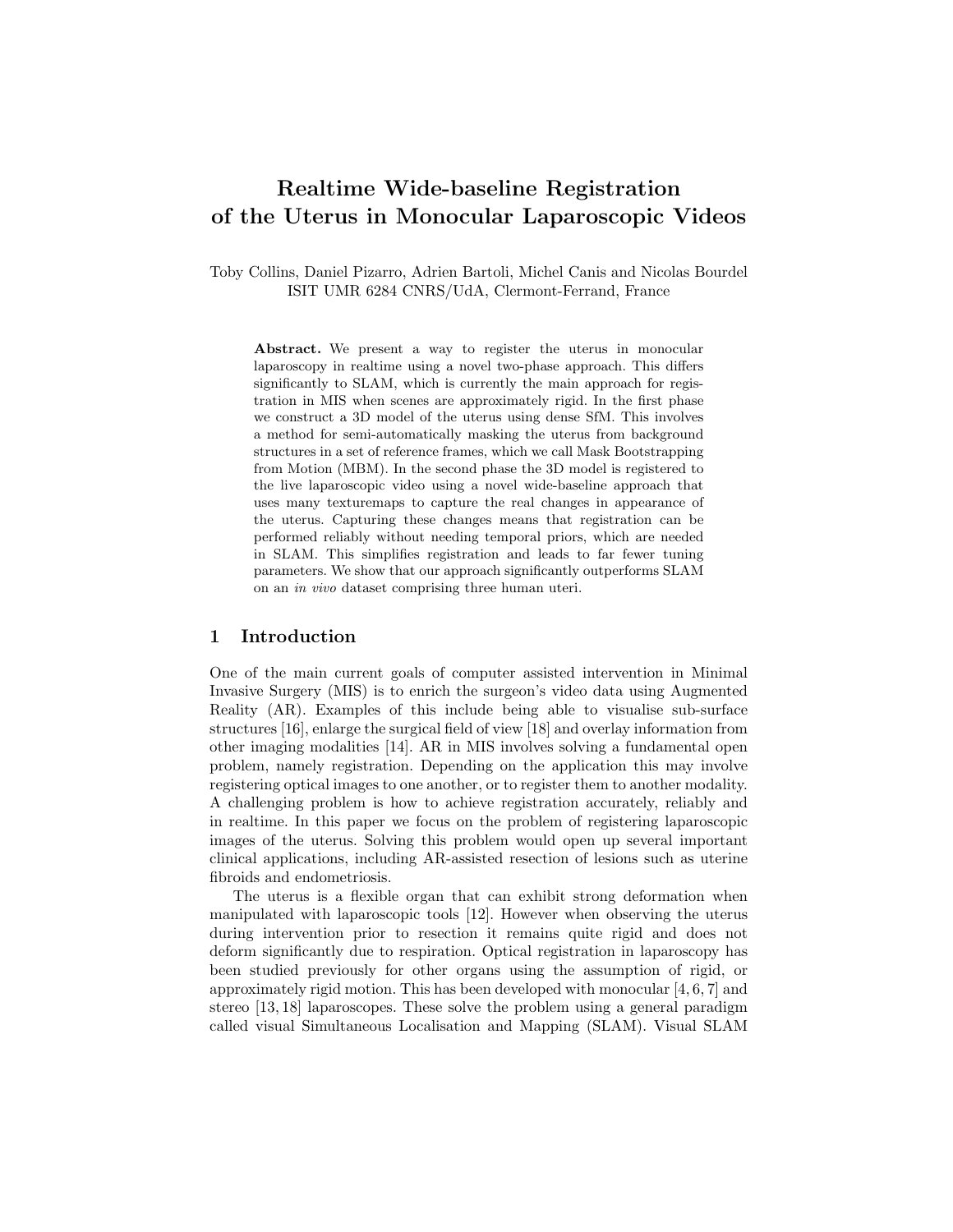# Realtime Wide-baseline Registration of the Uterus in Monocular Laparoscopic Videos

Toby Collins, Daniel Pizarro, Adrien Bartoli, Michel Canis and Nicolas Bourdel
ISIT UMR 6284 CNRS/UdA, Clermont-Ferrand, France

**Abstract.** We present a way to register the uterus in monocular laparoscopy in realtime using a novel two-phase approach. This differs significantly to SLAM, which is currently the main approach for registration in MIS when scenes are approximately rigid. In the first phase we construct a 3D model of the uterus using dense SfM. This involves a method for semi-automatically masking the uterus from background structures in a set of reference frames, which we call Mask Bootstrapping from Motion (MBM). In the second phase the 3D model is registered to the live laparoscopic video using a novel wide-baseline approach that uses many texturemaps to capture the real changes in appearance of the uterus. Capturing these changes means that registration can be performed reliably without needing temporal priors, which are needed in SLAM. This simplifies registration and leads to far fewer tuning parameters. We show that our approach significantly outperforms SLAM on an *in vivo* dataset comprising three human uteri.

## 1 Introduction

One of the main current goals of computer assisted intervention in Minimal Invasive Surgery (MIS) is to enrich the surgeon's video data using Augmented Reality (AR). Examples of this include being able to visualise sub-surface structures [16], enlarge the surgical field of view [18] and overlay information from other imaging modalities [14]. AR in MIS involves solving a fundamental open problem, namely registration. Depending on the application this may involve registering optical images to one another, or to register them to another modality. A challenging problem is how to achieve registration accurately, reliably and in realtime. In this paper we focus on the problem of registering laparoscopic images of the uterus. Solving this problem would open up several important clinical applications, including AR-assisted resection of lesions such as uterine fibroids and endometriosis.

The uterus is a flexible organ that can exhibit strong deformation when manipulated with laparoscopic tools [12]. However when observing the uterus during intervention prior to resection it remains quite rigid and does not deform significantly due to respiration. Optical registration in laparoscopy has been studied previously for other organs using the assumption of rigid, or approximately rigid motion. This has been developed with monocular [4, 6, 7] and stereo [13, 18] laparoscopes. These solve the problem using a general paradigm called visual Simultaneous Localisation and Mapping (SLAM). Visual SLAM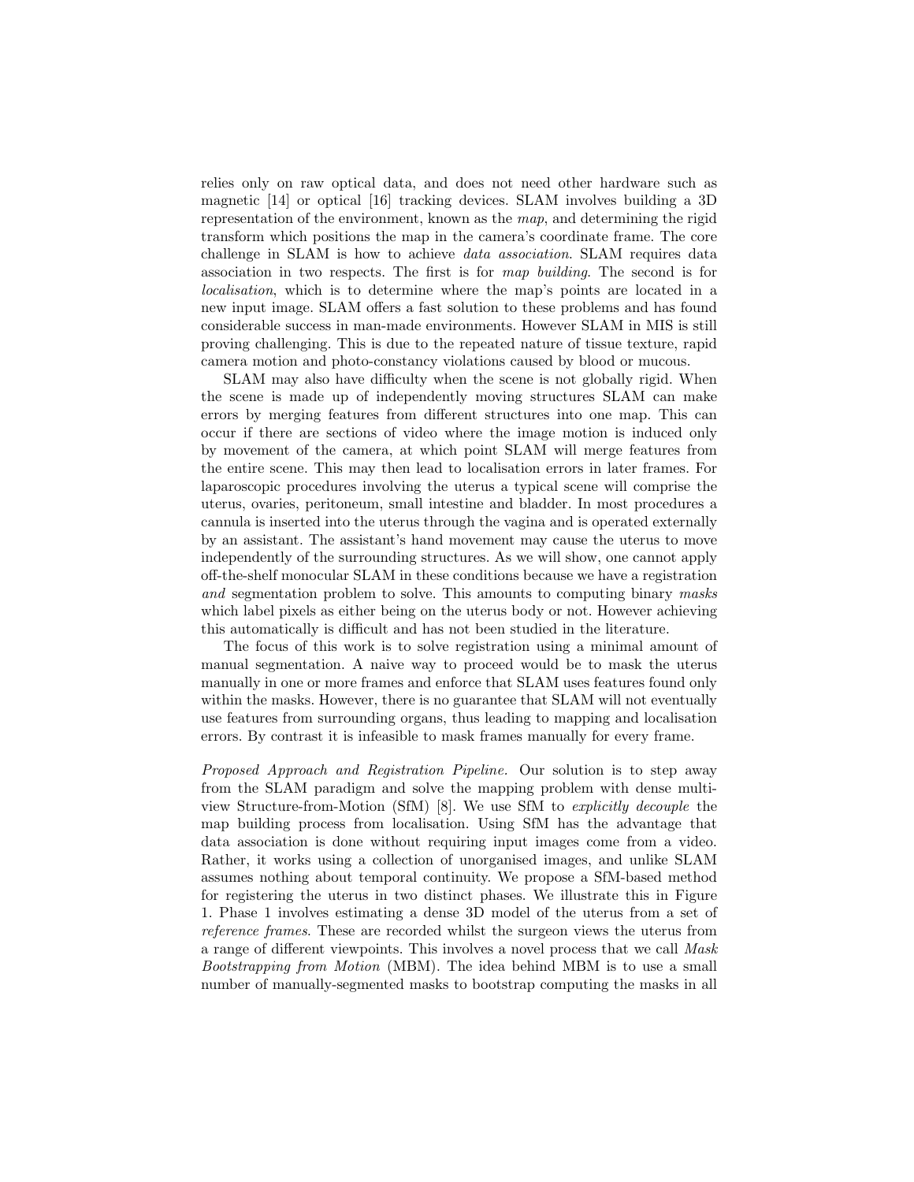relies only on raw optical data, and does not need other hardware such as magnetic [14] or optical [16] tracking devices. SLAM involves building a 3D representation of the environment, known as the *map*, and determining the rigid transform which positions the map in the camera's coordinate frame. The core challenge in SLAM is how to achieve *data association*. SLAM requires data association in two respects. The first is for *map building*. The second is for *localisation*, which is to determine where the map's points are located in a new input image. SLAM offers a fast solution to these problems and has found considerable success in man-made environments. However SLAM in MIS is still proving challenging. This is due to the repeated nature of tissue texture, rapid camera motion and photo-constancy violations caused by blood or mucous.

SLAM may also have difficulty when the scene is not globally rigid. When the scene is made up of independently moving structures SLAM can make errors by merging features from different structures into one map. This can occur if there are sections of video where the image motion is induced only by movement of the camera, at which point SLAM will merge features from the entire scene. This may then lead to localisation errors in later frames. For laparoscopic procedures involving the uterus a typical scene will comprise the uterus, ovaries, peritoneum, small intestine and bladder. In most procedures a cannula is inserted into the uterus through the vagina and is operated externally by an assistant. The assistant's hand movement may cause the uterus to move independently of the surrounding structures. As we will show, one cannot apply off-the-shelf monocular SLAM in these conditions because we have a registration *and* segmentation problem to solve. This amounts to computing binary *masks* which label pixels as either being on the uterus body or not. However achieving this automatically is difficult and has not been studied in the literature.

The focus of this work is to solve registration using a minimal amount of manual segmentation. A naive way to proceed would be to mask the uterus manually in one or more frames and enforce that SLAM uses features found only within the masks. However, there is no guarantee that SLAM will not eventually use features from surrounding organs, thus leading to mapping and localisation errors. By contrast it is infeasible to mask frames manually for every frame.

*Proposed Approach and Registration Pipeline.* Our solution is to step away from the SLAM paradigm and solve the mapping problem with dense multi-view Structure-from-Motion (SfM) [8]. We use SfM to *explicitly decouple* the map building process from localisation. Using SfM has the advantage that data association is done without requiring input images come from a video. Rather, it works using a collection of unorganised images, and unlike SLAM assumes nothing about temporal continuity. We propose a SfM-based method for registering the uterus in two distinct phases. We illustrate this in Figure 1. Phase 1 involves estimating a dense 3D model of the uterus from a set of *reference frames*. These are recorded whilst the surgeon views the uterus from a range of different viewpoints. This involves a novel process that we call *Mask Bootstrapping from Motion* (MBM). The idea behind MBM is to use a small number of manually-segmented masks to bootstrap computing the masks in all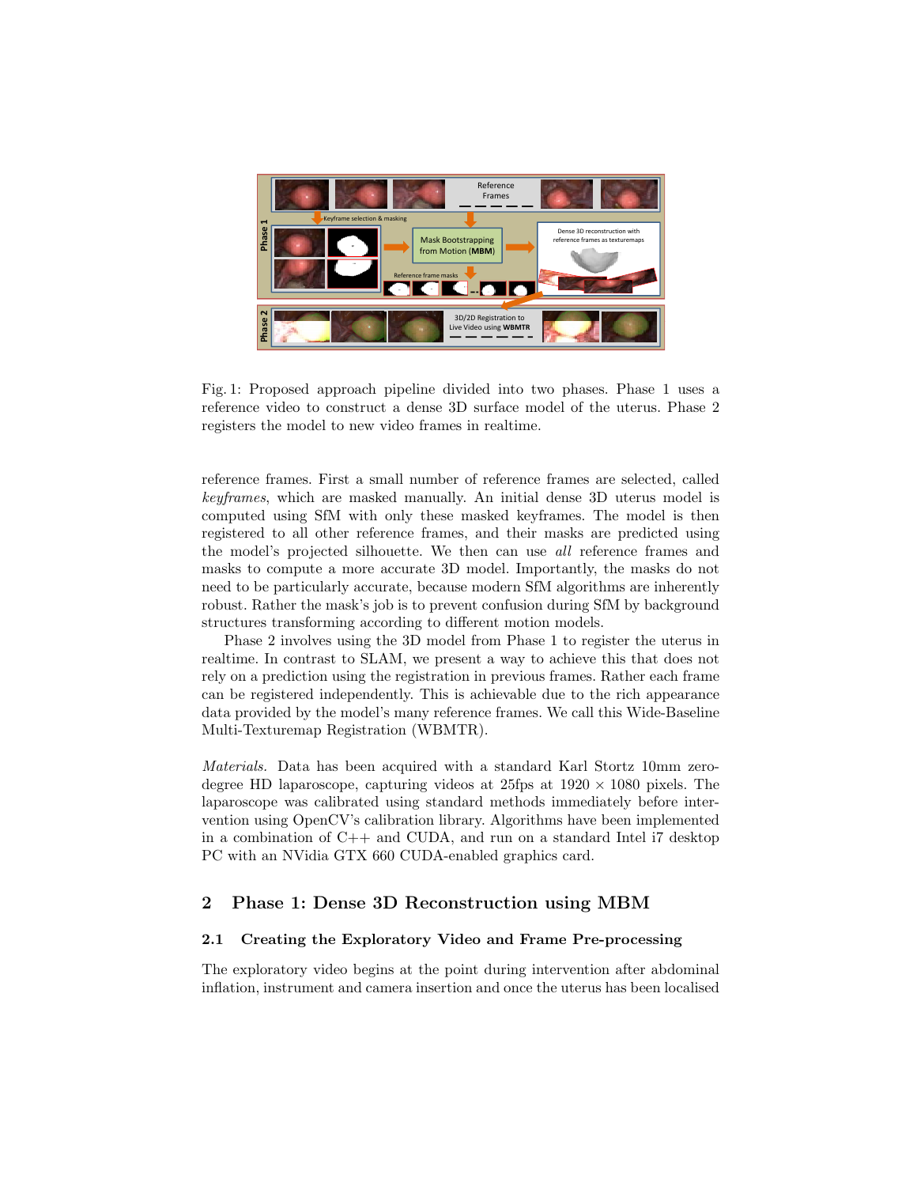Fig. 1: Proposed approach pipeline divided into two phases. Phase 1 uses a reference video to construct a dense 3D surface model of the uterus. Phase 2 registers the model to new video frames in realtime.

reference frames. First a small number of reference frames are selected, called *keyframes*, which are masked manually. An initial dense 3D uterus model is computed using SfM with only these masked keyframes. The model is then registered to all other reference frames, and their masks are predicted using the model's projected silhouette. We then can use *all* reference frames and masks to compute a more accurate 3D model. Importantly, the masks do not need to be particularly accurate, because modern SfM algorithms are inherently robust. Rather the mask's job is to prevent confusion during SfM by background structures transforming according to different motion models.

Phase 2 involves using the 3D model from Phase 1 to register the uterus in realtime. In contrast to SLAM, we present a way to achieve this that does not rely on a prediction using the registration in previous frames. Rather each frame can be registered independently. This is achievable due to the rich appearance data provided by the model's many reference frames. We call this Wide-Baseline Multi-Texturemap Registration (WBMTR).

*Materials.* Data has been acquired with a standard Karl Stortz 10mm zero-degree HD laparoscope, capturing videos at 25fps at $1920 \times 1080$ pixels. The laparoscope was calibrated using standard methods immediately before intervention using OpenCV's calibration library. Algorithms have been implemented in a combination of C++ and CUDA, and run on a standard Intel i7 desktop PC with an NVidia GTX 660 CUDA-enabled graphics card.

## 2 Phase 1: Dense 3D Reconstruction using MBM

### 2.1 Creating the Exploratory Video and Frame Pre-processing

The exploratory video begins at the point during intervention after abdominal inflation, instrument and camera insertion and once the uterus has been localised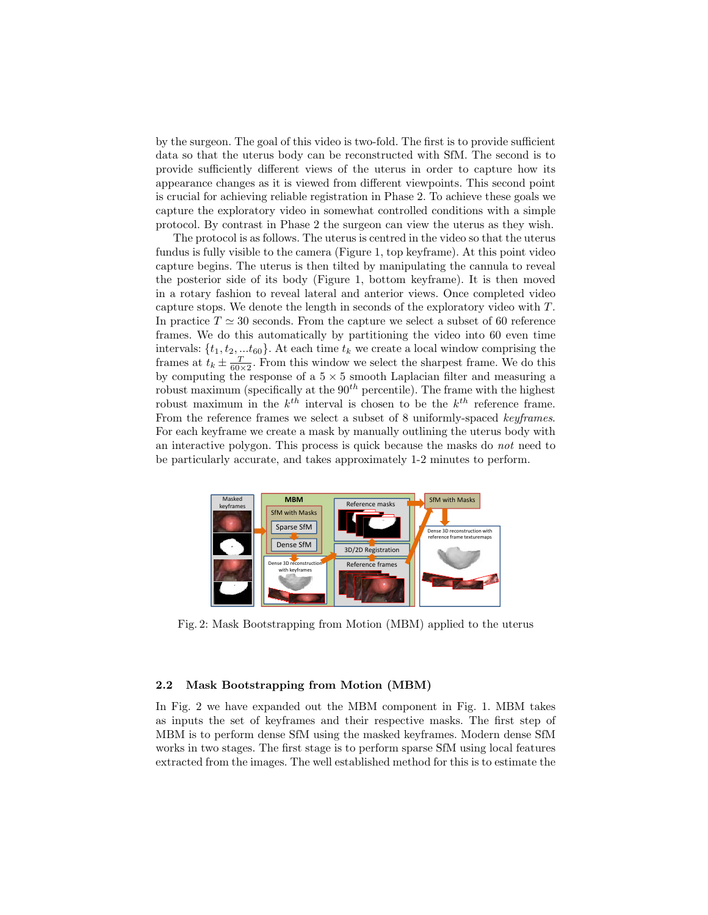by the surgeon. The goal of this video is two-fold. The first is to provide sufficient data so that the uterus body can be reconstructed with SfM. The second is to provide sufficiently different views of the uterus in order to capture how its appearance changes as it is viewed from different viewpoints. This second point is crucial for achieving reliable registration in Phase 2. To achieve these goals we capture the exploratory video in somewhat controlled conditions with a simple protocol. By contrast in Phase 2 the surgeon can view the uterus as they wish.

The protocol is as follows. The uterus is centred in the video so that the uterus fundus is fully visible to the camera (Figure 1, top keyframe). At this point video capture begins. The uterus is then tilted by manipulating the cannula to reveal the posterior side of its body (Figure 1, bottom keyframe). It is then moved in a rotary fashion to reveal lateral and anterior views. Once completed video capture stops. We denote the length in seconds of the exploratory video with $T$. In practice $T \simeq 30$ seconds. From the capture we select a subset of 60 reference frames. We do this automatically by partitioning the video into 60 even time intervals: $\{t_1, t_2, ...t_{60}\}$. At each time $t_k$ we create a local window comprising the frames at $t_k \pm \frac{T}{60 \times 2}$. From this window we select the sharpest frame. We do this by computing the response of a $5 \times 5$ smooth Laplacian filter and measuring a robust maximum (specifically at the $90^{th}$ percentile). The frame with the highest robust maximum in the $k^{th}$ interval is chosen to be the $k^{th}$ reference frame. From the reference frames we select a subset of 8 uniformly-spaced *keyframes*. For each keyframe we create a mask by manually outlining the uterus body with an interactive polygon. This process is quick because the masks do *not* need to be particularly accurate, and takes approximately 1-2 minutes to perform.

Fig. 2: Mask Bootstrapping from Motion (MBM) applied to the uterus

### 2.2 Mask Bootstrapping from Motion (MBM)

In Fig. 2 we have expanded out the MBM component in Fig. 1. MBM takes as inputs the set of keyframes and their respective masks. The first step of MBM is to perform dense SfM using the masked keyframes. Modern dense SfM works in two stages. The first stage is to perform sparse SfM using local features extracted from the images. The well established method for this is to estimate the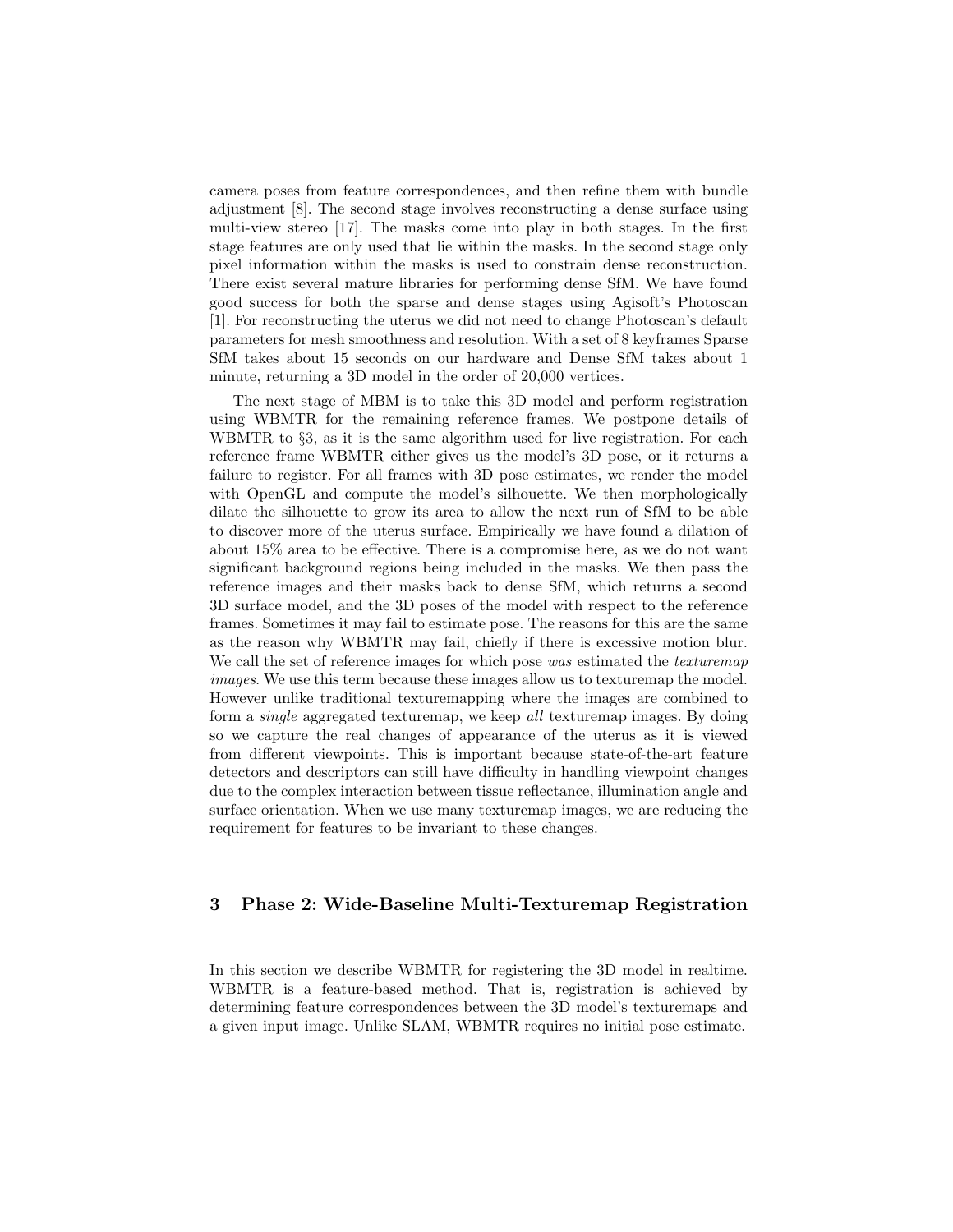camera poses from feature correspondences, and then refine them with bundle adjustment [8]. The second stage involves reconstructing a dense surface using multi-view stereo [17]. The masks come into play in both stages. In the first stage features are only used that lie within the masks. In the second stage only pixel information within the masks is used to constrain dense reconstruction. There exist several mature libraries for performing dense SfM. We have found good success for both the sparse and dense stages using Agisoft's Photoscan [1]. For reconstructing the uterus we did not need to change Photoscan's default parameters for mesh smoothness and resolution. With a set of 8 keyframes Sparse SfM takes about 15 seconds on our hardware and Dense SfM takes about 1 minute, returning a 3D model in the order of 20,000 vertices.

The next stage of MBM is to take this 3D model and perform registration using WBMTR for the remaining reference frames. We postpone details of WBMTR to §3, as it is the same algorithm used for live registration. For each reference frame WBMTR either gives us the model's 3D pose, or it returns a failure to register. For all frames with 3D pose estimates, we render the model with OpenGL and compute the model's silhouette. We then morphologically dilate the silhouette to grow its area to allow the next run of SfM to be able to discover more of the uterus surface. Empirically we have found a dilation of about 15% area to be effective. There is a compromise here, as we do not want significant background regions being included in the masks. We then pass the reference images and their masks back to dense SfM, which returns a second 3D surface model, and the 3D poses of the model with respect to the reference frames. Sometimes it may fail to estimate pose. The reasons for this are the same as the reason why WBMTR may fail, chiefly if there is excessive motion blur. We call the set of reference images for which pose *was* estimated the *texturemap images*. We use this term because these images allow us to texturemap the model. However unlike traditional texturemapping where the images are combined to form a *single* aggregated texturemap, we keep *all* texturemap images. By doing so we capture the real changes of appearance of the uterus as it is viewed from different viewpoints. This is important because state-of-the-art feature detectors and descriptors can still have difficulty in handling viewpoint changes due to the complex interaction between tissue reflectance, illumination angle and surface orientation. When we use many texturemap images, we are reducing the requirement for features to be invariant to these changes.

## 3 Phase 2: Wide-Baseline Multi-Texturemap Registration

In this section we describe WBMTR for registering the 3D model in realtime. WBMTR is a feature-based method. That is, registration is achieved by determining feature correspondences between the 3D model's texturemaps and a given input image. Unlike SLAM, WBMTR requires no initial pose estimate.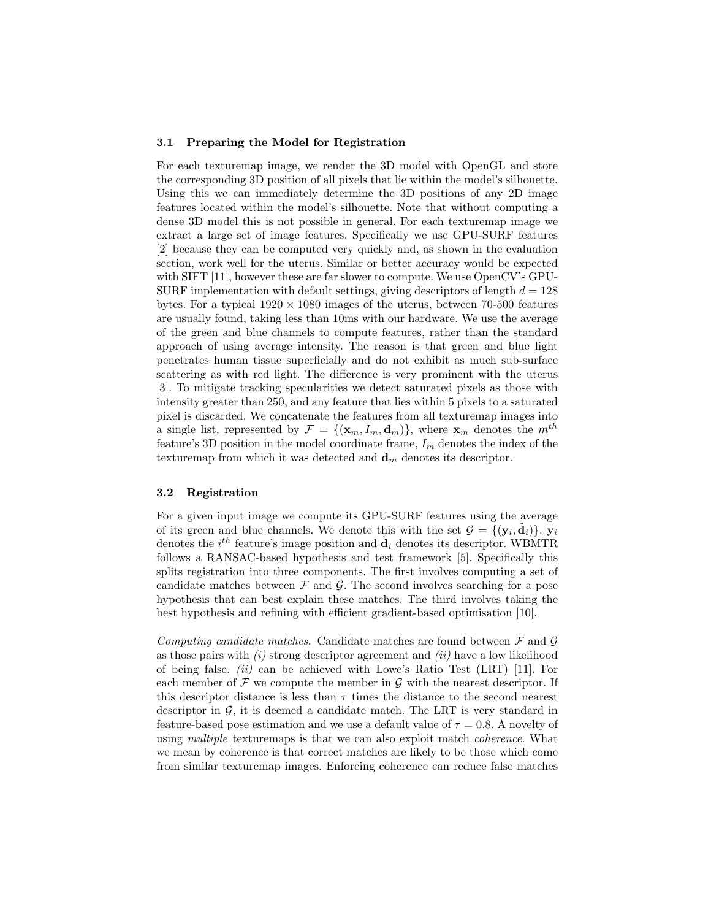### 3.1 Preparing the Model for Registration

For each texturemap image, we render the 3D model with OpenGL and store the corresponding 3D position of all pixels that lie within the model's silhouette. Using this we can immediately determine the 3D positions of any 2D image features located within the model's silhouette. Note that without computing a dense 3D model this is not possible in general. For each texturemap image we extract a large set of image features. Specifically we use GPU-SURF features [2] because they can be computed very quickly and, as shown in the evaluation section, work well for the uterus. Similar or better accuracy would be expected with SIFT [11], however these are far slower to compute. We use OpenCV's GPU-SURF implementation with default settings, giving descriptors of length $d = 128$ bytes. For a typical $1920 \times 1080$ images of the uterus, between 70-500 features are usually found, taking less than 10ms with our hardware. We use the average of the green and blue channels to compute features, rather than the standard approach of using average intensity. The reason is that green and blue light penetrates human tissue superficially and do not exhibit as much sub-surface scattering as with red light. The difference is very prominent with the uterus [3]. To mitigate tracking specularities we detect saturated pixels as those with intensity greater than 250, and any feature that lies within 5 pixels to a saturated pixel is discarded. We concatenate the features from all texturemap images into a single list, represented by $\mathcal{F} = \{(\mathbf{x}_m, I_m, \mathbf{d}_m)\}$, where $\mathbf{x}_m$ denotes the $m^{th}$ feature's 3D position in the model coordinate frame, $I_m$ denotes the index of the texturemap from which it was detected and $\mathbf{d}_m$ denotes its descriptor.

### 3.2 Registration

For a given input image we compute its GPU-SURF features using the average of its green and blue channels. We denote this with the set $\mathcal{G} = \{(\mathbf{y}_i, \tilde{\mathbf{d}}_i)\}$. $\mathbf{y}_i$ denotes the $i^{th}$ feature's image position and $\tilde{\mathbf{d}}_i$ denotes its descriptor. WBMTR follows a RANSAC-based hypothesis and test framework [5]. Specifically this splits registration into three components. The first involves computing a set of candidate matches between $\mathcal{F}$ and $\mathcal{G}$. The second involves searching for a pose hypothesis that can best explain these matches. The third involves taking the best hypothesis and refining with efficient gradient-based optimisation [10].

*Computing candidate matches.* Candidate matches are found between $\mathcal{F}$ and $\mathcal{G}$ as those pairs with *(i)* strong descriptor agreement and *(ii)* have a low likelihood of being false. *(ii)* can be achieved with Lowe's Ratio Test (LRT) [11]. For each member of $\mathcal{F}$ we compute the member in $\mathcal{G}$ with the nearest descriptor. If this descriptor distance is less than $\tau$ times the distance to the second nearest descriptor in $\mathcal{G}$, it is deemed a candidate match. The LRT is very standard in feature-based pose estimation and we use a default value of $\tau = 0.8$. A novelty of using *multiple* texturemaps is that we can also exploit match *coherence*. What we mean by coherence is that correct matches are likely to be those which come from similar texturemap images. Enforcing coherence can reduce false matches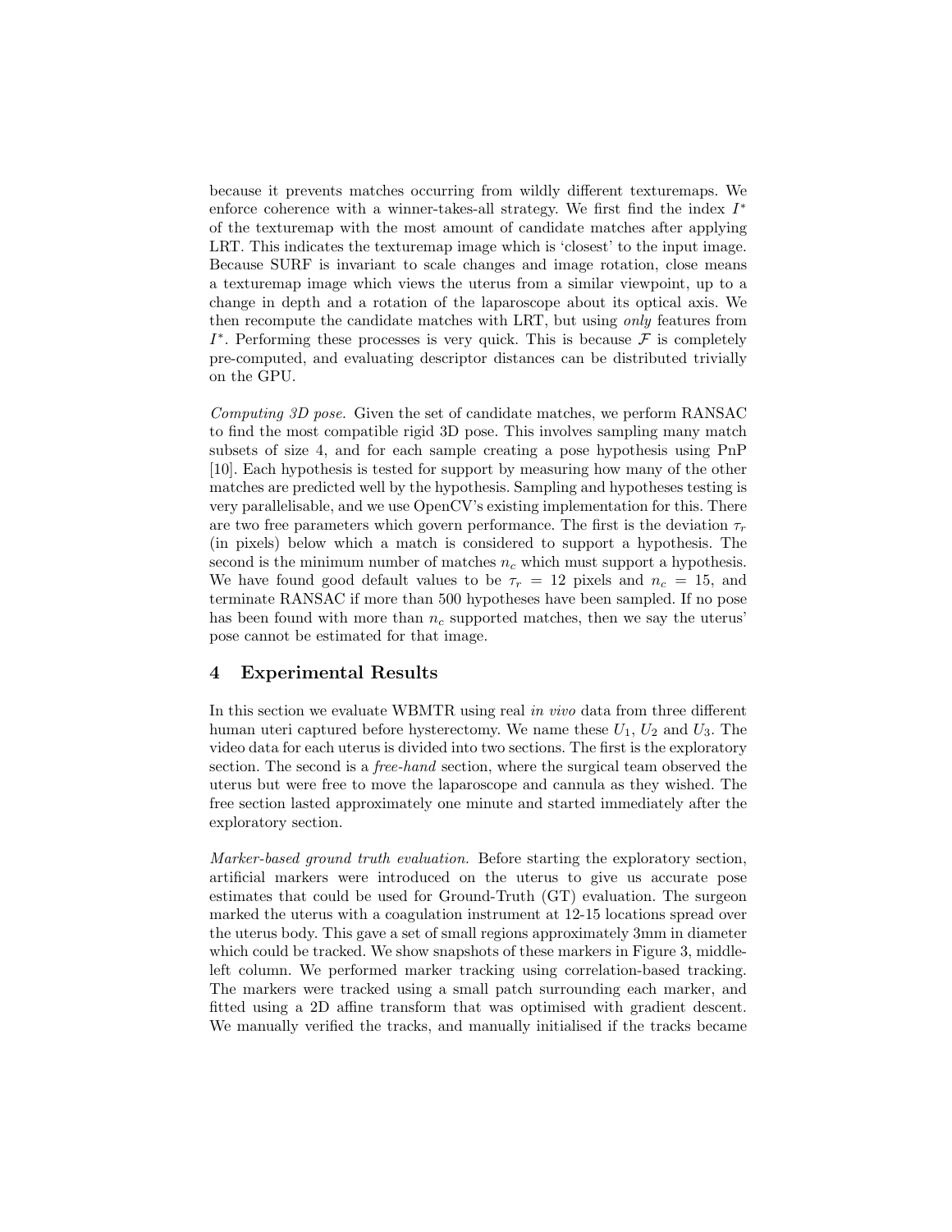because it prevents matches occurring from wildly different texturemaps. We enforce coherence with a winner-takes-all strategy. We first find the index $I^*$ of the texturemap with the most amount of candidate matches after applying LRT. This indicates the texturemap image which is 'closest' to the input image. Because SURF is invariant to scale changes and image rotation, close means a texturemap image which views the uterus from a similar viewpoint, up to a change in depth and a rotation of the laparoscope about its optical axis. We then recompute the candidate matches with LRT, but using *only* features from $I^*$. Performing these processes is very quick. This is because $\mathcal{F}$ is completely pre-computed, and evaluating descriptor distances can be distributed trivially on the GPU.

*Computing 3D pose.* Given the set of candidate matches, we perform RANSAC to find the most compatible rigid 3D pose. This involves sampling many match subsets of size 4, and for each sample creating a pose hypothesis using PnP [10]. Each hypothesis is tested for support by measuring how many of the other matches are predicted well by the hypothesis. Sampling and hypotheses testing is very parallelisable, and we use OpenCV's existing implementation for this. There are two free parameters which govern performance. The first is the deviation $\tau_r$ (in pixels) below which a match is considered to support a hypothesis. The second is the minimum number of matches $n_c$ which must support a hypothesis. We have found good default values to be $\tau_r = 12$ pixels and $n_c = 15$, and terminate RANSAC if more than 500 hypotheses have been sampled. If no pose has been found with more than $n_c$ supported matches, then we say the uterus' pose cannot be estimated for that image.

## 4 Experimental Results

In this section we evaluate WBMTR using real *in vivo* data from three different human uteri captured before hysterectomy. We name these $U_1$, $U_2$ and $U_3$. The video data for each uterus is divided into two sections. The first is the exploratory section. The second is a *free-hand* section, where the surgical team observed the uterus but were free to move the laparoscope and cannula as they wished. The free section lasted approximately one minute and started immediately after the exploratory section.

*Marker-based ground truth evaluation.* Before starting the exploratory section, artificial markers were introduced on the uterus to give us accurate pose estimates that could be used for Ground-Truth (GT) evaluation. The surgeon marked the uterus with a coagulation instrument at 12-15 locations spread over the uterus body. This gave a set of small regions approximately 3mm in diameter which could be tracked. We show snapshots of these markers in Figure 3, middle-left column. We performed marker tracking using correlation-based tracking. The markers were tracked using a small patch surrounding each marker, and fitted using a 2D affine transform that was optimised with gradient descent. We manually verified the tracks, and manually initialised if the tracks became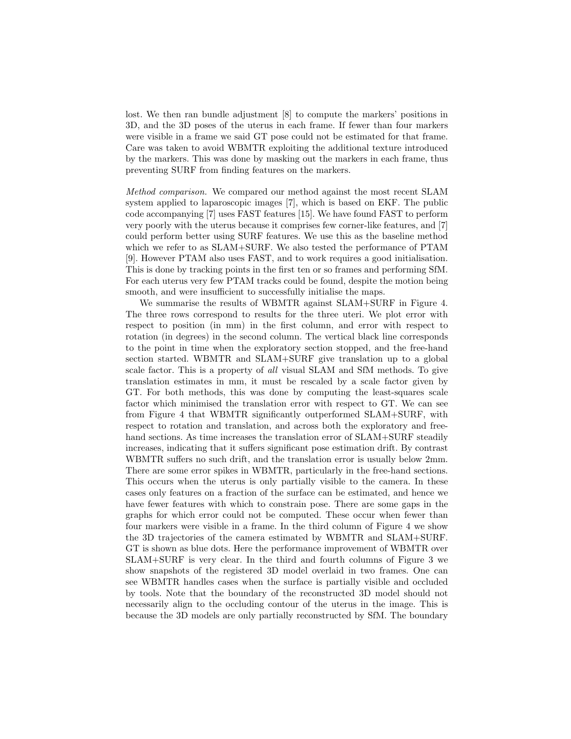lost. We then ran bundle adjustment [8] to compute the markers' positions in 3D, and the 3D poses of the uterus in each frame. If fewer than four markers were visible in a frame we said GT pose could not be estimated for that frame. Care was taken to avoid WBMTR exploiting the additional texture introduced by the markers. This was done by masking out the markers in each frame, thus preventing SURF from finding features on the markers.

*Method comparison.* We compared our method against the most recent SLAM system applied to laparoscopic images [7], which is based on EKF. The public code accompanying [7] uses FAST features [15]. We have found FAST to perform very poorly with the uterus because it comprises few corner-like features, and [7] could perform better using SURF features. We use this as the baseline method which we refer to as SLAM+SURF. We also tested the performance of PTAM [9]. However PTAM also uses FAST, and to work requires a good initialisation. This is done by tracking points in the first ten or so frames and performing SfM. For each uterus very few PTAM tracks could be found, despite the motion being smooth, and were insufficient to successfully initialise the maps.

We summarise the results of WBMTR against SLAM+SURF in Figure 4. The three rows correspond to results for the three uteri. We plot error with respect to position (in mm) in the first column, and error with respect to rotation (in degrees) in the second column. The vertical black line corresponds to the point in time when the exploratory section stopped, and the free-hand section started. WBMTR and SLAM+SURF give translation up to a global scale factor. This is a property of *all* visual SLAM and SfM methods. To give translation estimates in mm, it must be rescaled by a scale factor given by GT. For both methods, this was done by computing the least-squares scale factor which minimised the translation error with respect to GT. We can see from Figure 4 that WBMTR significantly outperformed SLAM+SURF, with respect to rotation and translation, and across both the exploratory and free-hand sections. As time increases the translation error of SLAM+SURF steadily increases, indicating that it suffers significant pose estimation drift. By contrast WBMTR suffers no such drift, and the translation error is usually below 2mm. There are some error spikes in WBMTR, particularly in the free-hand sections. This occurs when the uterus is only partially visible to the camera. In these cases only features on a fraction of the surface can be estimated, and hence we have fewer features with which to constrain pose. There are some gaps in the graphs for which error could not be computed. These occur when fewer than four markers were visible in a frame. In the third column of Figure 4 we show the 3D trajectories of the camera estimated by WBMTR and SLAM+SURF. GT is shown as blue dots. Here the performance improvement of WBMTR over SLAM+SURF is very clear. In the third and fourth columns of Figure 3 we show snapshots of the registered 3D model overlaid in two frames. One can see WBMTR handles cases when the surface is partially visible and occluded by tools. Note that the boundary of the reconstructed 3D model should not necessarily align to the occluding contour of the uterus in the image. This is because the 3D models are only partially reconstructed by SfM. The boundary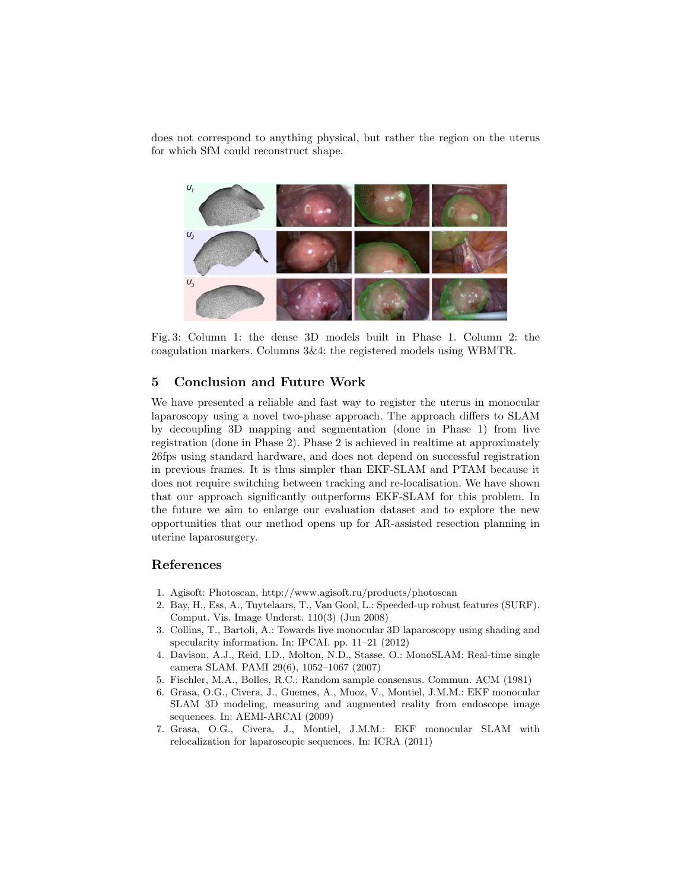does not correspond to anything physical, but rather the region on the uterus for which SfM could reconstruct shape.

Fig. 3: Column 1: the dense 3D models built in Phase 1. Column 2: the coagulation markers. Columns 3&4: the registered models using WBMTR.

## 5 Conclusion and Future Work

We have presented a reliable and fast way to register the uterus in monocular laparoscopy using a novel two-phase approach. The approach differs to SLAM by decoupling 3D mapping and segmentation (done in Phase 1) from live registration (done in Phase 2). Phase 2 is achieved in realtime at approximately 26fps using standard hardware, and does not depend on successful registration in previous frames. It is thus simpler than EKF-SLAM and PTAM because it does not require switching between tracking and re-localisation. We have shown that our approach significantly outperforms EKF-SLAM for this problem. In the future we aim to enlarge our evaluation dataset and to explore the new opportunities that our method opens up for AR-assisted resection planning in uterine laparosurgery.

## References

1. Agisoft: Photoscan, http://www.agisoft.ru/products/photoscan
2. Bay, H., Ess, A., Tuytelaars, T., Van Gool, L.: Speeded-up robust features (SURF). Comput. Vis. Image Underst. 110(3) (Jun 2008)
3. Collins, T., Bartoli, A.: Towards live monocular 3D laparoscopy using shading and specularity information. In: IPCAI. pp. 11–21 (2012)
4. Davison, A.J., Reid, I.D., Molton, N.D., Stasse, O.: MonoSLAM: Real-time single camera SLAM. PAMI 29(6), 1052–1067 (2007)
5. Fischler, M.A., Bolles, R.C.: Random sample consensus. Commun. ACM (1981)
6. Grasa, O.G., Civera, J., Guemes, A., Muoz, V., Montiel, J.M.M.: EKF monocular SLAM 3D modeling, measuring and augmented reality from endoscope image sequences. In: AEMI-ARCAI (2009)
7. Grasa, O.G., Civera, J., Montiel, J.M.M.: EKF monocular SLAM with relocalization for laparoscopic sequences. In: ICRA (2011)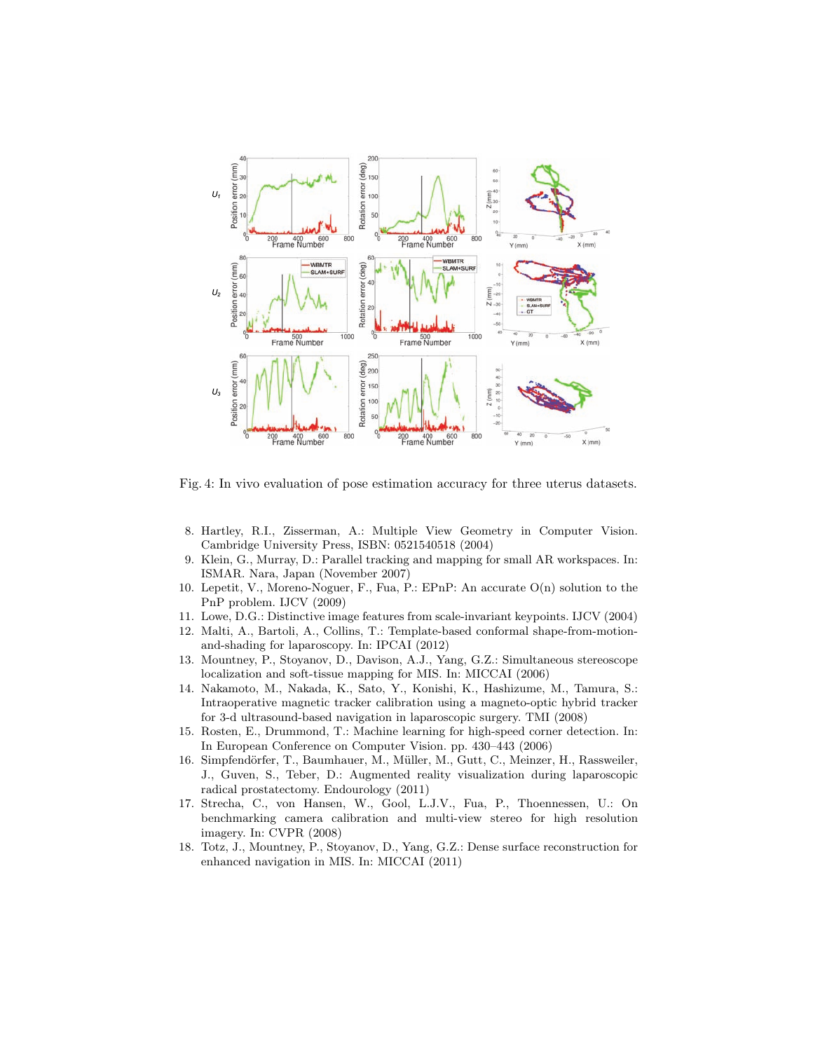U1

Position error (mm)
40
30
20
10
0
0 200 400 600 800
Frame Number

Rotation error (deg)
200
150
100
50
0
0 200 400 600 800
Frame Number

Z (mm)
60
50
40
30
20
10
0
Y (mm)
X (mm)

U2

Position error (mm)
80
60
40
20
0
0 500 1000
Frame Number
WBMTR
SLAM+SURF

Rotation error (deg)
60
40
20
0
0 500 1000
Frame Number
WBMTR
SLAM+SURF

Z (mm)
WBMTR
SLAM+SURF
GT
Y (mm)
X (mm)

U3

Position error (mm)
60
40
20
0
0 200 400 600 800
Frame Number

Rotation error (deg)
250
200
150
100
50
0
0 200 400 600 800
Frame Number

Z (mm)
Y (mm)
X (mm)

Fig. 4: In vivo evaluation of pose estimation accuracy for three uterus datasets.

8. Hartley, R.I., Zisserman, A.: Multiple View Geometry in Computer Vision. Cambridge University Press, ISBN: 0521540518 (2004)
9. Klein, G., Murray, D.: Parallel tracking and mapping for small AR workspaces. In: ISMAR. Nara, Japan (November 2007)
10. Lepetit, V., Moreno-Noguer, F., Fua, P.: EPnP: An accurate O(n) solution to the PnP problem. IJCV (2009)
11. Lowe, D.G.: Distinctive image features from scale-invariant keypoints. IJCV (2004)
12. Malti, A., Bartoli, A., Collins, T.: Template-based conformal shape-from-motion-and-shading for laparoscopy. In: IPCAI (2012)
13. Mountney, P., Stoyanov, D., Davison, A.J., Yang, G.Z.: Simultaneous stereoscope localization and soft-tissue mapping for MIS. In: MICCAI (2006)
14. Nakamoto, M., Nakada, K., Sato, Y., Konishi, K., Hashizume, M., Tamura, S.: Intraoperative magnetic tracker calibration using a magneto-optic hybrid tracker for 3-d ultrasound-based navigation in laparoscopic surgery. TMI (2008)
15. Rosten, E., Drummond, T.: Machine learning for high-speed corner detection. In: In European Conference on Computer Vision. pp. 430–443 (2006)
16. Simpfendörfer, T., Baumhauer, M., Müller, M., Gutt, C., Meinzer, H., Rassweiler, J., Guven, S., Teber, D.: Augmented reality visualization during laparoscopic radical prostatectomy. Endourology (2011)
17. Strecha, C., von Hansen, W., Gool, L.J.V., Fua, P., Thoennessen, U.: On benchmarking camera calibration and multi-view stereo for high resolution imagery. In: CVPR (2008)
18. Totz, J., Mountney, P., Stoyanov, D., Yang, G.Z.: Dense surface reconstruction for enhanced navigation in MIS. In: MICCAI (2011)